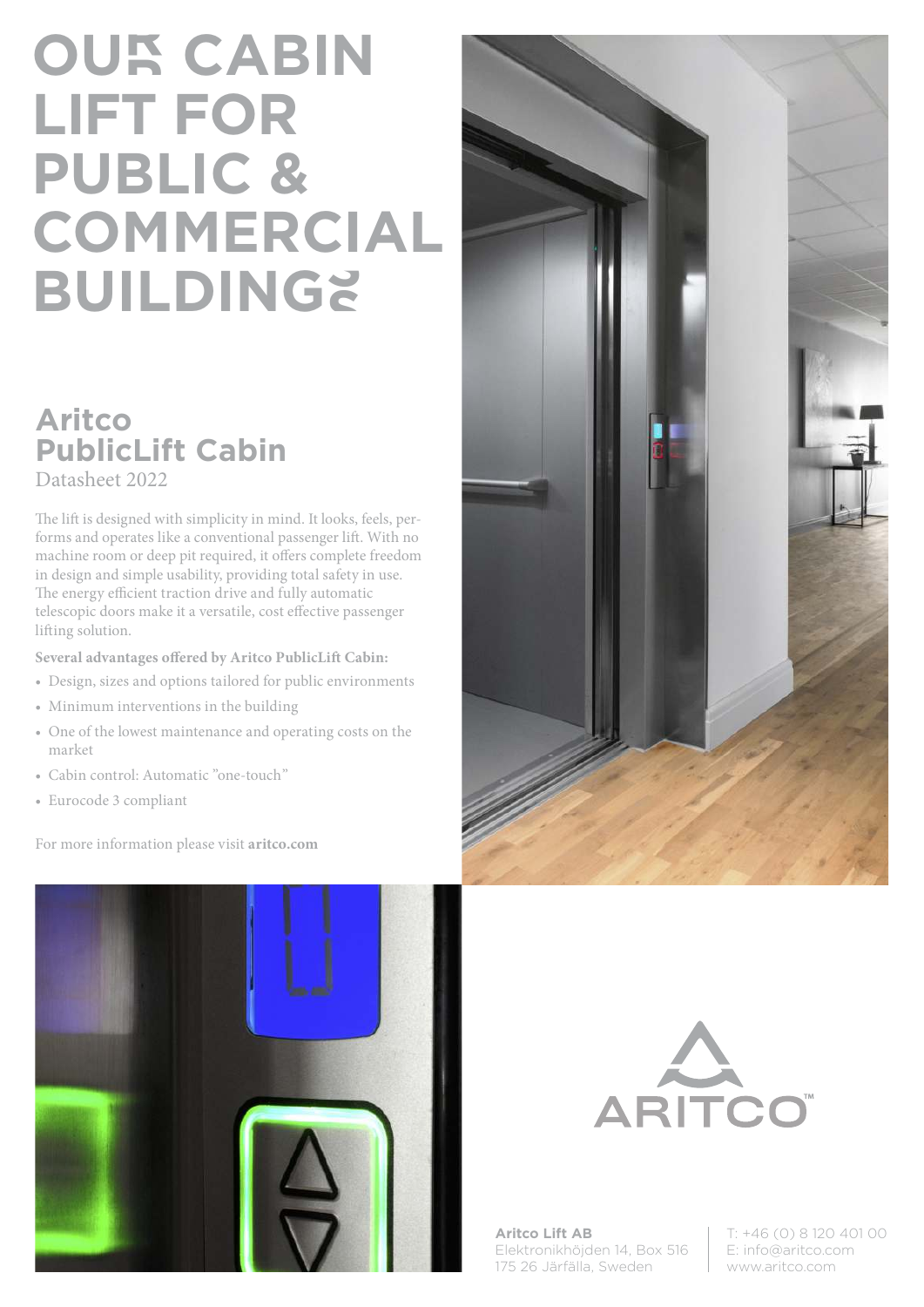# OUR CABIN LIFT FOR PUBLIC & COMMERCIAL BUILDINGS

## Aritco PublicLift Cabin

Datasheet 2022

The lift is designed with simplicity in mind. It looks, feels, performs and operates like a conventional passenger lift. With no machine room or deep pit required, it offers complete freedom in design and simple usability, providing total safety in use. The energy efficient traction drive and fully automatic telescopic doors make it a versatile, cost effective passenger lifting solution.

**Several advantages offered by Aritco PublicLift Cabin:**

- Design, sizes and options tailored for public environments
- Minimum interventions in the building
- One of the lowest maintenance and operating costs on the market
- Cabin control: Automatic "one-touch"
- Eurocode 3 compliant

For more information please visit **aritco.com**

ARITCO™

**Aritco Lift AB**
Elektronikhöjden 14, Box 516
175 26 Järfälla, Sweden

T: +46 (0) 8 120 401 00
E: info@aritco.com
www.aritco.com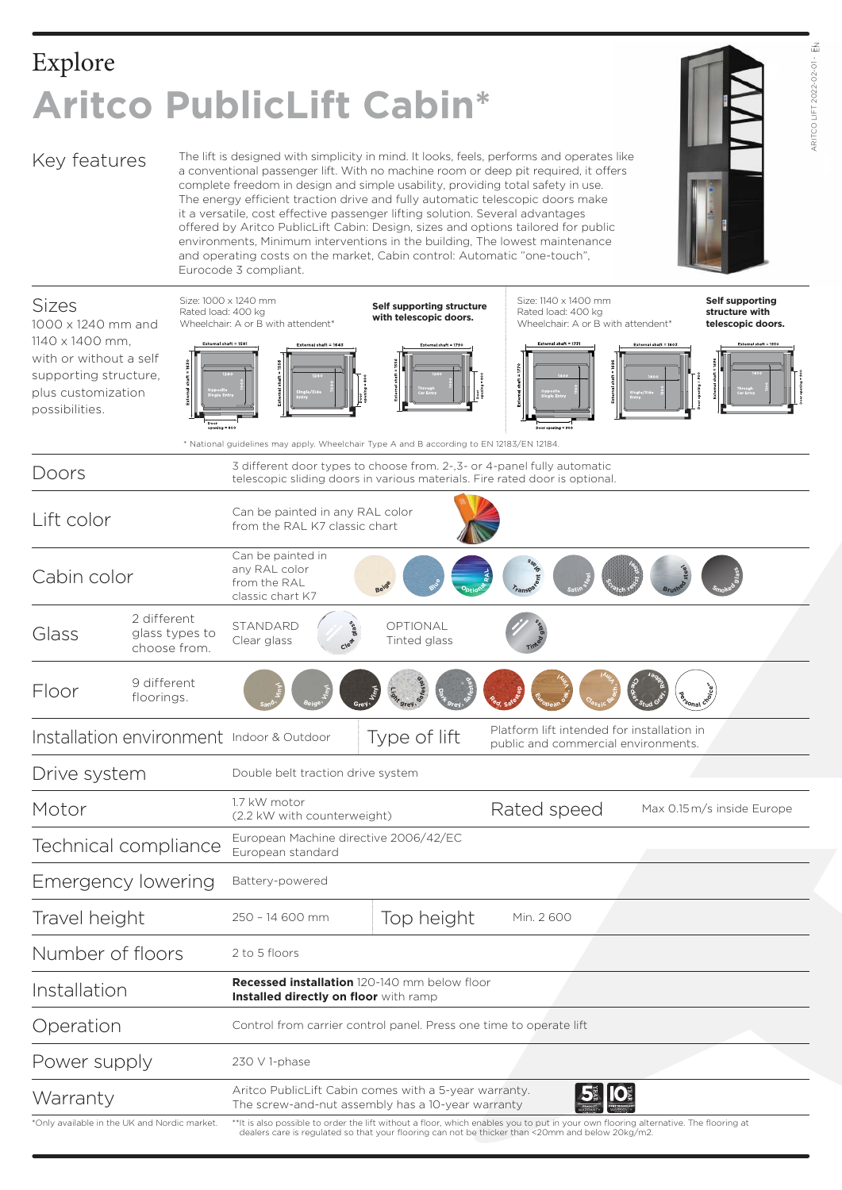Explore

# Aritco PublicLift Cabin*

## Key features

The lift is designed with simplicity in mind. It looks, feels, performs and operates like a conventional passenger lift. With no machine room or deep pit required, it offers complete freedom in design and simple usability, providing total safety in use. The energy efficient traction drive and fully automatic telescopic doors make it a versatile, cost effective passenger lifting solution. Several advantages offered by Aritco PublicLift Cabin: Design, sizes and options tailored for public environments, Minimum interventions in the building, The lowest maintenance and operating costs on the market, Cabin control: Automatic "one-touch", Eurocode 3 compliant.

## Sizes

1000 x 1240 mm and 1140 x 1400 mm, with or without a self supporting structure, plus customization possibilities.

Size: 1000 x 1240 mm
Rated load: 400 kg
Wheelchair: A or B with attendant*

**Self supporting structure with telescopic doors.**

Size: 1140 x 1400 mm
Rated load: 400 kg
Wheelchair: A or B with attendant*

**Self supporting structure with telescopic doors.**

* National guidelines may apply. Wheelchair Type A and B according to EN 12183/EN 12184.

| | | |
|---|---|---|
| Doors | | 3 different door types to choose from. 2-,3- or 4-panel fully automatic telescopic sliding doors in various materials. Fire rated door is optional. |
| Lift color | | Can be painted in any RAL color from the RAL K7 classic chart |
| Cabin color | | Can be painted in any RAL color from the RAL classic chart K7 — Beige, Blue, Optional RAL, Transparent glass, Satin steel, Scratch resist steel, Brushed steel, Smoked glass |
| Glass | 2 different glass types to choose from. | STANDARD Clear glass; OPTIONAL Tinted glass |
| Floor | 9 different floorings. | Sand, Vinyl; Beige, Vinyl; Grey, Vinyl; Light grey, Safestep; Dark grey, Safestep; Red, Safestep; European oak, Vinyl; Classic Beech, Vinyl; Checker Stud Grey, Rubber; Personal choice** |
| Installation environment | | Indoor & Outdoor — Type of lift: Platform lift intended for installation in public and commercial environments. |
| Drive system | | Double belt traction drive system |
| Motor | | 1.7 kW motor (2.2 kW with counterweight) — Rated speed: Max 0.15 m/s inside Europe |
| Technical compliance | | European Machine directive 2006/42/EC European standard |
| Emergency lowering | | Battery-powered |
| Travel height | | 250 – 14 600 mm — Top height: Min. 2 600 |
| Number of floors | | 2 to 5 floors |
| Installation | | **Recessed installation** 120-140 mm below floor **Installed directly on floor** with ramp |
| Operation | | Control from carrier control panel. Press one time to operate lift |
| Power supply | | 230 V 1-phase |
| Warranty | | Aritco PublicLift Cabin comes with a 5-year warranty. The screw-and-nut assembly has a 10-year warranty |

*Only available in the UK and Nordic market.

**It is also possible to order the lift without a floor, which enables you to put in your own flooring alternative. The flooring at dealers care is regulated so that your flooring can not be thicker than <20mm and below 20kg/m2.